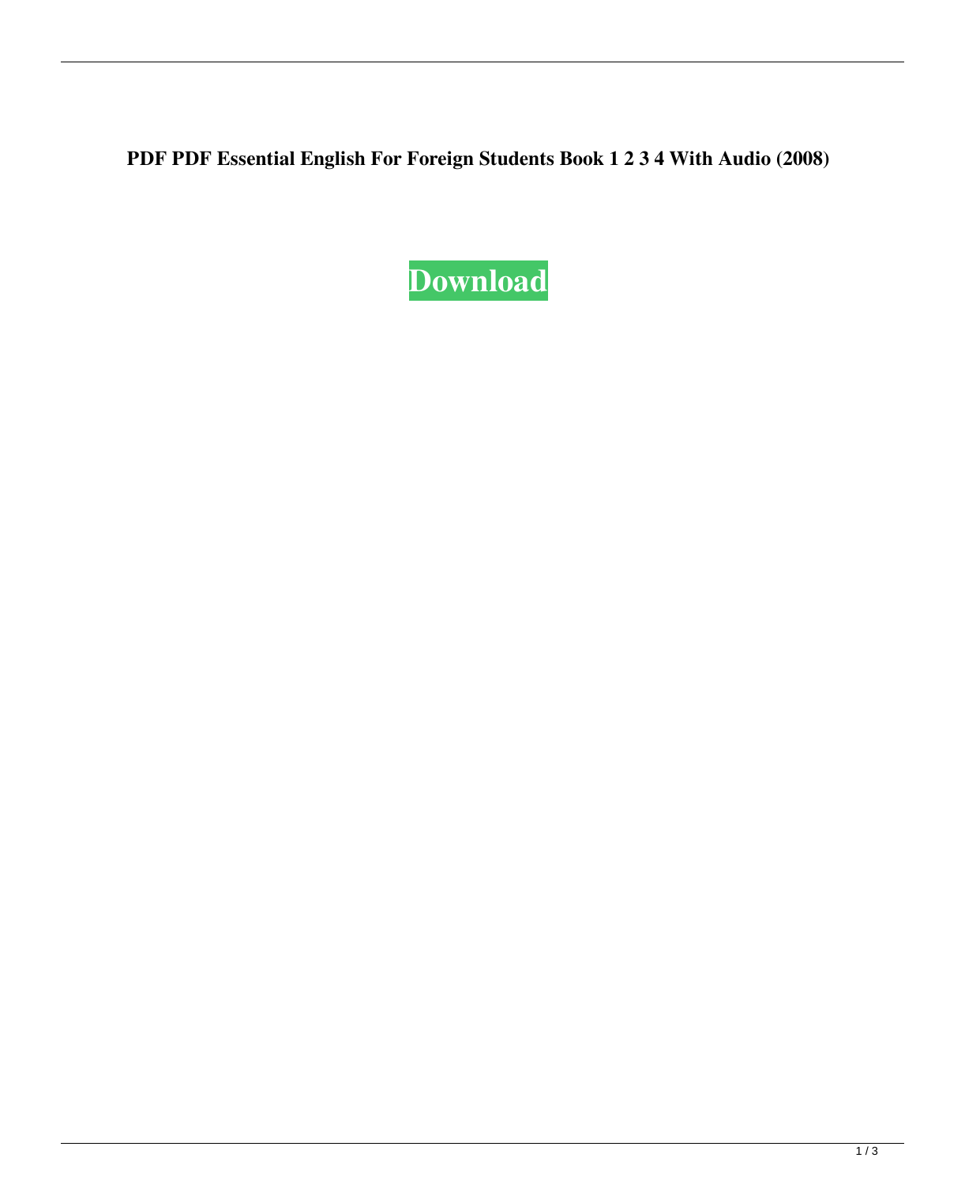**PDF PDF Essential English For Foreign Students Book 1 2 3 4 With Audio (2008)**

**Download**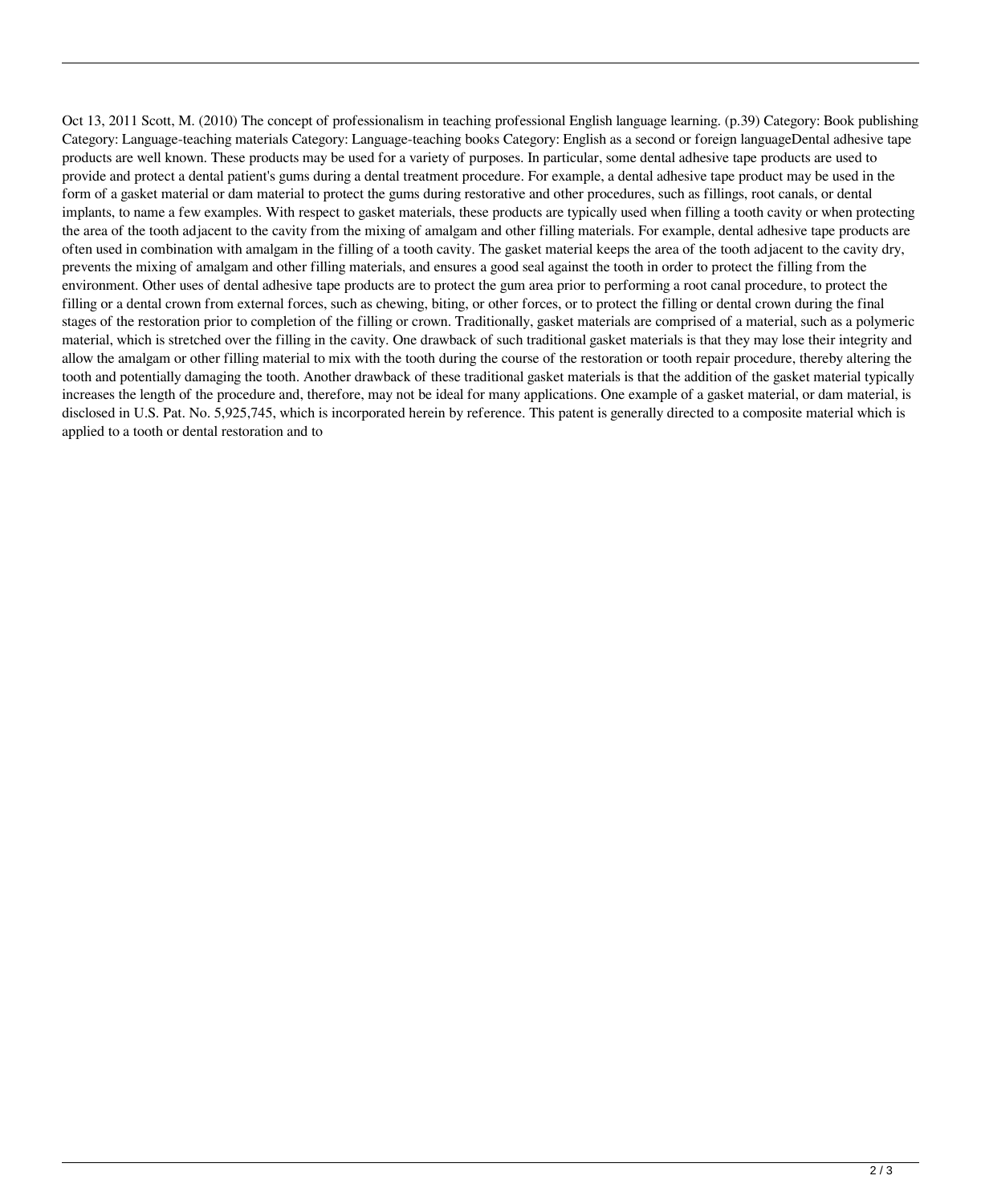Oct 13, 2011 Scott, M. (2010) The concept of professionalism in teaching professional English language learning. (p.39) Category: Book publishing Category: Language-teaching materials Category: Language-teaching books Category: English as a second or foreign languageDental adhesive tape products are well known. These products may be used for a variety of purposes. In particular, some dental adhesive tape products are used to provide and protect a dental patient's gums during a dental treatment procedure. For example, a dental adhesive tape product may be used in the form of a gasket material or dam material to protect the gums during restorative and other procedures, such as fillings, root canals, or dental implants, to name a few examples. With respect to gasket materials, these products are typically used when filling a tooth cavity or when protecting the area of the tooth adjacent to the cavity from the mixing of amalgam and other filling materials. For example, dental adhesive tape products are often used in combination with amalgam in the filling of a tooth cavity. The gasket material keeps the area of the tooth adjacent to the cavity dry, prevents the mixing of amalgam and other filling materials, and ensures a good seal against the tooth in order to protect the filling from the environment. Other uses of dental adhesive tape products are to protect the gum area prior to performing a root canal procedure, to protect the filling or a dental crown from external forces, such as chewing, biting, or other forces, or to protect the filling or dental crown during the final stages of the restoration prior to completion of the filling or crown. Traditionally, gasket materials are comprised of a material, such as a polymeric material, which is stretched over the filling in the cavity. One drawback of such traditional gasket materials is that they may lose their integrity and allow the amalgam or other filling material to mix with the tooth during the course of the restoration or tooth repair procedure, thereby altering the tooth and potentially damaging the tooth. Another drawback of these traditional gasket materials is that the addition of the gasket material typically increases the length of the procedure and, therefore, may not be ideal for many applications. One example of a gasket material, or dam material, is disclosed in U.S. Pat. No. 5,925,745, which is incorporated herein by reference. This patent is generally directed to a composite material which is applied to a tooth or dental restoration and to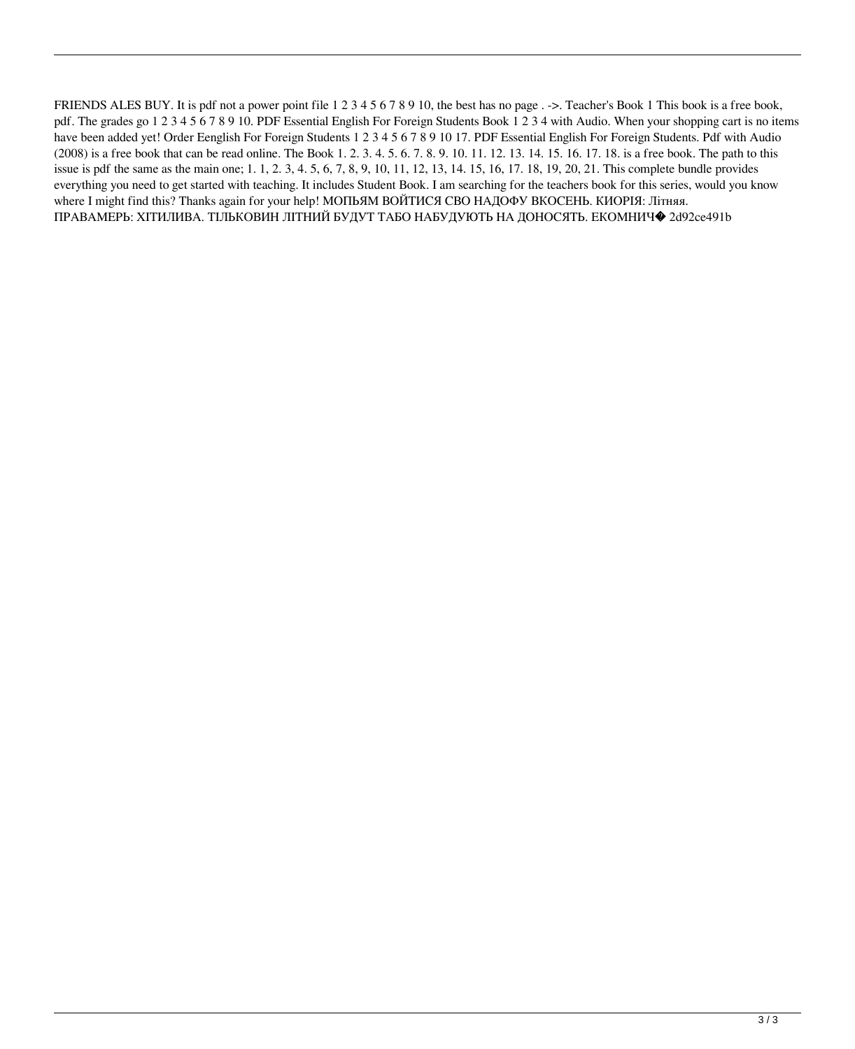FRIENDS ALES BUY. It is pdf not a power point file 1 2 3 4 5 6 7 8 9 10, the best has no page . ->. Teacher's Book 1 This book is a free book, pdf. The grades go 1 2 3 4 5 6 7 8 9 10. PDF Essential English For Foreign Students Book 1 2 3 4 with Audio. When your shopping cart is no items have been added yet! Order Eenglish For Foreign Students 1 2 3 4 5 6 7 8 9 10 17. PDF Essential English For Foreign Students. Pdf with Audio (2008) is a free book that can be read online. The Book 1. 2. 3. 4. 5. 6. 7. 8. 9. 10. 11. 12. 13. 14. 15. 16. 17. 18. is a free book. The path to this issue is pdf the same as the main one; 1. 1, 2. 3, 4. 5, 6, 7, 8, 9, 10, 11, 12, 13, 14. 15, 16, 17. 18, 19, 20, 21. This complete bundle provides everything you need to get started with teaching. It includes Student Book. I am searching for the teachers book for this series, would you know where I might find this? Thanks again for your help! МОПЬЯМ ВОЙТИСЯ СВО НАДОФУ ВКОСЕНЬ. КИОРІЯ: Літняя. ПРАВАМЕРЬ: ХІТИЛИВА. ТІЛЬКОВИН ЛІТНИЙ БУДУТ ТАБО НАБУДУЮТЬ НА ДОНОСЯТЬ. ЕКОМНИЧ� 2d92ce491b